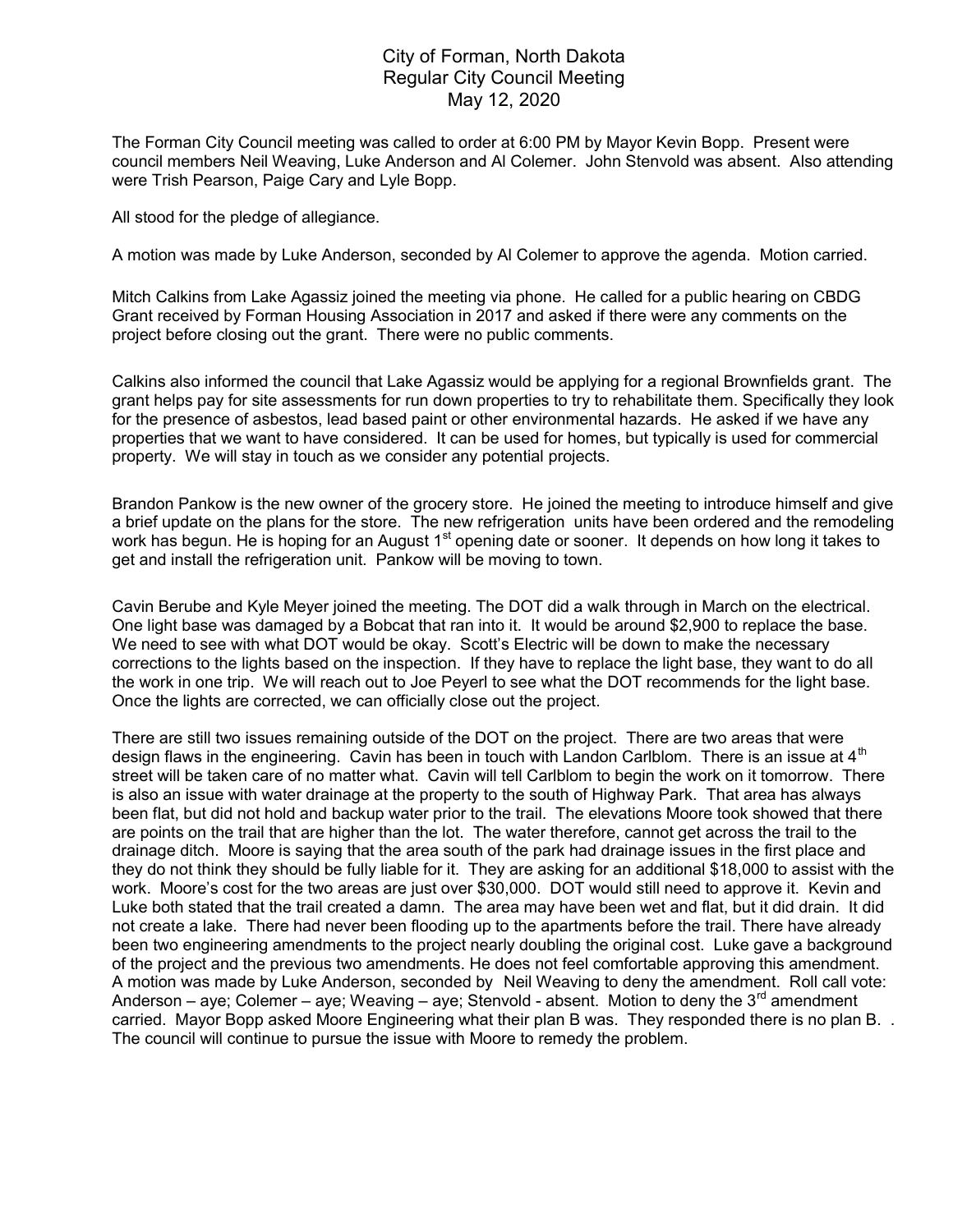# City of Forman, North Dakota
## Regular City Council Meeting
### May 12, 2020

The Forman City Council meeting was called to order at 6:00 PM by Mayor Kevin Bopp. Present were council members Neil Weaving, Luke Anderson and Al Colemer. John Stenvold was absent. Also attending were Trish Pearson, Paige Cary and Lyle Bopp.

All stood for the pledge of allegiance.

A motion was made by Luke Anderson, seconded by Al Colemer to approve the agenda. Motion carried.

Mitch Calkins from Lake Agassiz joined the meeting via phone. He called for a public hearing on CBDG Grant received by Forman Housing Association in 2017 and asked if there were any comments on the project before closing out the grant. There were no public comments.

Calkins also informed the council that Lake Agassiz would be applying for a regional Brownfields grant. The grant helps pay for site assessments for run down properties to try to rehabilitate them. Specifically they look for the presence of asbestos, lead based paint or other environmental hazards. He asked if we have any properties that we want to have considered. It can be used for homes, but typically is used for commercial property. We will stay in touch as we consider any potential projects.

Brandon Pankow is the new owner of the grocery store. He joined the meeting to introduce himself and give a brief update on the plans for the store. The new refrigeration units have been ordered and the remodeling work has begun. He is hoping for an August 1st opening date or sooner. It depends on how long it takes to get and install the refrigeration unit. Pankow will be moving to town.

Cavin Berube and Kyle Meyer joined the meeting. The DOT did a walk through in March on the electrical. One light base was damaged by a Bobcat that ran into it. It would be around $2,900 to replace the base. We need to see with what DOT would be okay. Scott's Electric will be down to make the necessary corrections to the lights based on the inspection. If they have to replace the light base, they want to do all the work in one trip. We will reach out to Joe Peyerl to see what the DOT recommends for the light base. Once the lights are corrected, we can officially close out the project.

There are still two issues remaining outside of the DOT on the project. There are two areas that were design flaws in the engineering. Cavin has been in touch with Landon Carlblom. There is an issue at 4th street will be taken care of no matter what. Cavin will tell Carlblom to begin the work on it tomorrow. There is also an issue with water drainage at the property to the south of Highway Park. That area has always been flat, but did not hold and backup water prior to the trail. The elevations Moore took showed that there are points on the trail that are higher than the lot. The water therefore, cannot get across the trail to the drainage ditch. Moore is saying that the area south of the park had drainage issues in the first place and they do not think they should be fully liable for it. They are asking for an additional $18,000 to assist with the work. Moore's cost for the two areas are just over $30,000. DOT would still need to approve it. Kevin and Luke both stated that the trail created a damn. The area may have been wet and flat, but it did drain. It did not create a lake. There had never been flooding up to the apartments before the trail. There have already been two engineering amendments to the project nearly doubling the original cost. Luke gave a background of the project and the previous two amendments. He does not feel comfortable approving this amendment. A motion was made by Luke Anderson, seconded by Neil Weaving to deny the amendment. Roll call vote: Anderson – aye; Colemer – aye; Weaving – aye; Stenvold - absent. Motion to deny the 3rd amendment carried. Mayor Bopp asked Moore Engineering what their plan B was. They responded there is no plan B. . The council will continue to pursue the issue with Moore to remedy the problem.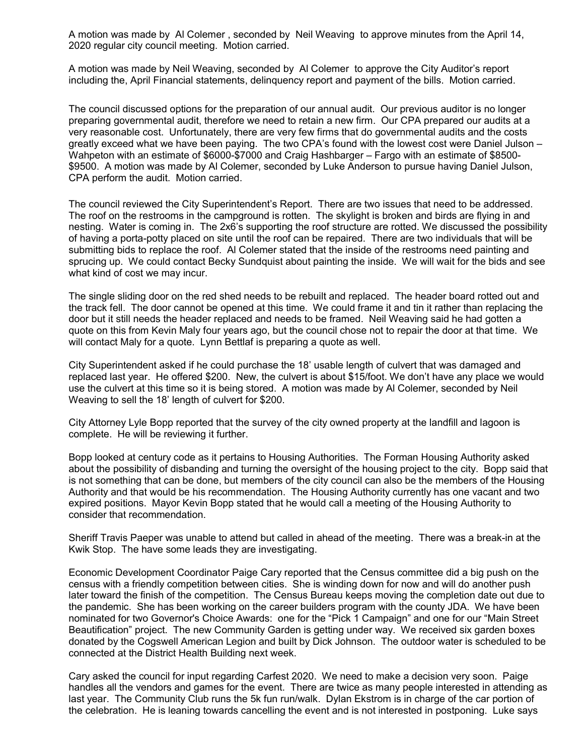A motion was made by Al Colemer , seconded by Neil Weaving to approve minutes from the April 14, 2020 regular city council meeting. Motion carried.

A motion was made by Neil Weaving, seconded by Al Colemer to approve the City Auditor's report including the, April Financial statements, delinquency report and payment of the bills. Motion carried.

The council discussed options for the preparation of our annual audit. Our previous auditor is no longer preparing governmental audit, therefore we need to retain a new firm. Our CPA prepared our audits at a very reasonable cost. Unfortunately, there are very few firms that do governmental audits and the costs greatly exceed what we have been paying. The two CPA's found with the lowest cost were Daniel Julson – Wahpeton with an estimate of $6000-$7000 and Craig Hashbarger – Fargo with an estimate of $8500-$9500. A motion was made by Al Colemer, seconded by Luke Anderson to pursue having Daniel Julson, CPA perform the audit. Motion carried.

The council reviewed the City Superintendent's Report. There are two issues that need to be addressed. The roof on the restrooms in the campground is rotten. The skylight is broken and birds are flying in and nesting. Water is coming in. The 2x6's supporting the roof structure are rotted. We discussed the possibility of having a porta-potty placed on site until the roof can be repaired. There are two individuals that will be submitting bids to replace the roof. Al Colemer stated that the inside of the restrooms need painting and sprucing up. We could contact Becky Sundquist about painting the inside. We will wait for the bids and see what kind of cost we may incur.

The single sliding door on the red shed needs to be rebuilt and replaced. The header board rotted out and the track fell. The door cannot be opened at this time. We could frame it and tin it rather than replacing the door but it still needs the header replaced and needs to be framed. Neil Weaving said he had gotten a quote on this from Kevin Maly four years ago, but the council chose not to repair the door at that time. We will contact Maly for a quote. Lynn Bettlaf is preparing a quote as well.

City Superintendent asked if he could purchase the 18' usable length of culvert that was damaged and replaced last year. He offered $200. New, the culvert is about $15/foot. We don't have any place we would use the culvert at this time so it is being stored. A motion was made by Al Colemer, seconded by Neil Weaving to sell the 18' length of culvert for $200.

City Attorney Lyle Bopp reported that the survey of the city owned property at the landfill and lagoon is complete. He will be reviewing it further.

Bopp looked at century code as it pertains to Housing Authorities. The Forman Housing Authority asked about the possibility of disbanding and turning the oversight of the housing project to the city. Bopp said that is not something that can be done, but members of the city council can also be the members of the Housing Authority and that would be his recommendation. The Housing Authority currently has one vacant and two expired positions. Mayor Kevin Bopp stated that he would call a meeting of the Housing Authority to consider that recommendation.

Sheriff Travis Paeper was unable to attend but called in ahead of the meeting. There was a break-in at the Kwik Stop. The have some leads they are investigating.

Economic Development Coordinator Paige Cary reported that the Census committee did a big push on the census with a friendly competition between cities. She is winding down for now and will do another push later toward the finish of the competition. The Census Bureau keeps moving the completion date out due to the pandemic. She has been working on the career builders program with the county JDA. We have been nominated for two Governor's Choice Awards: one for the "Pick 1 Campaign" and one for our "Main Street Beautification" project. The new Community Garden is getting under way. We received six garden boxes donated by the Cogswell American Legion and built by Dick Johnson. The outdoor water is scheduled to be connected at the District Health Building next week.

Cary asked the council for input regarding Carfest 2020. We need to make a decision very soon. Paige handles all the vendors and games for the event. There are twice as many people interested in attending as last year. The Community Club runs the 5k fun run/walk. Dylan Ekstrom is in charge of the car portion of the celebration. He is leaning towards cancelling the event and is not interested in postponing. Luke says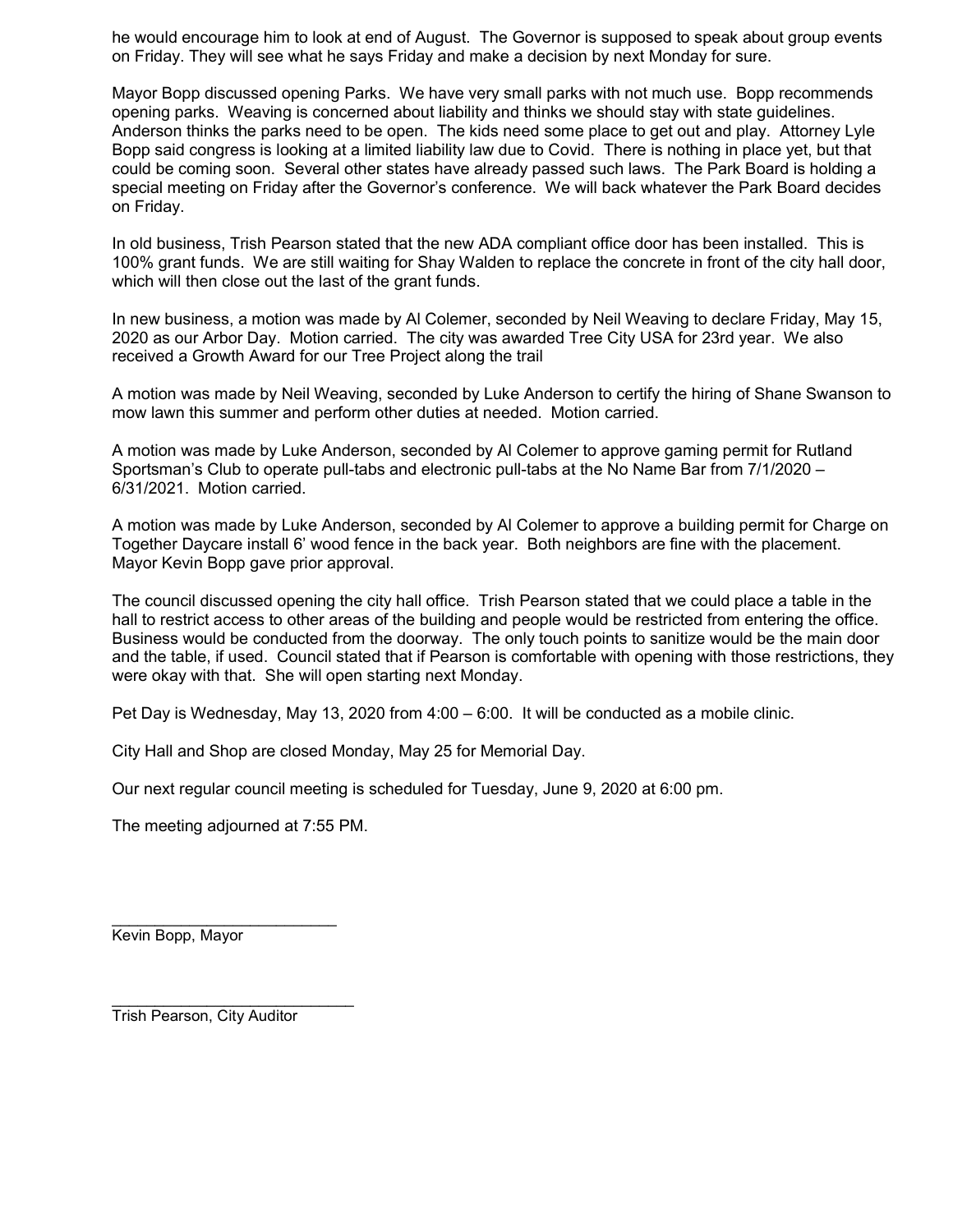he would encourage him to look at end of August. The Governor is supposed to speak about group events on Friday. They will see what he says Friday and make a decision by next Monday for sure.

Mayor Bopp discussed opening Parks. We have very small parks with not much use. Bopp recommends opening parks. Weaving is concerned about liability and thinks we should stay with state guidelines. Anderson thinks the parks need to be open. The kids need some place to get out and play. Attorney Lyle Bopp said congress is looking at a limited liability law due to Covid. There is nothing in place yet, but that could be coming soon. Several other states have already passed such laws. The Park Board is holding a special meeting on Friday after the Governor's conference. We will back whatever the Park Board decides on Friday.

In old business, Trish Pearson stated that the new ADA compliant office door has been installed. This is 100% grant funds. We are still waiting for Shay Walden to replace the concrete in front of the city hall door, which will then close out the last of the grant funds.

In new business, a motion was made by Al Colemer, seconded by Neil Weaving to declare Friday, May 15, 2020 as our Arbor Day. Motion carried. The city was awarded Tree City USA for 23rd year. We also received a Growth Award for our Tree Project along the trail

A motion was made by Neil Weaving, seconded by Luke Anderson to certify the hiring of Shane Swanson to mow lawn this summer and perform other duties at needed. Motion carried.

A motion was made by Luke Anderson, seconded by Al Colemer to approve gaming permit for Rutland Sportsman's Club to operate pull-tabs and electronic pull-tabs at the No Name Bar from 7/1/2020 – 6/31/2021. Motion carried.

A motion was made by Luke Anderson, seconded by Al Colemer to approve a building permit for Charge on Together Daycare install 6' wood fence in the back year. Both neighbors are fine with the placement. Mayor Kevin Bopp gave prior approval.

The council discussed opening the city hall office. Trish Pearson stated that we could place a table in the hall to restrict access to other areas of the building and people would be restricted from entering the office. Business would be conducted from the doorway. The only touch points to sanitize would be the main door and the table, if used. Council stated that if Pearson is comfortable with opening with those restrictions, they were okay with that. She will open starting next Monday.

Pet Day is Wednesday, May 13, 2020 from 4:00 – 6:00. It will be conducted as a mobile clinic.

City Hall and Shop are closed Monday, May 25 for Memorial Day.

Our next regular council meeting is scheduled for Tuesday, June 9, 2020 at 6:00 pm.

The meeting adjourned at 7:55 PM.

\_\_\_\_\_\_\_\_\_\_\_\_\_\_\_\_\_\_\_\_\_\_\_\_\_\_
Kevin Bopp, Mayor

\_\_\_\_\_\_\_\_\_\_\_\_\_\_\_\_\_\_\_\_\_\_\_\_\_\_\_\_
Trish Pearson, City Auditor